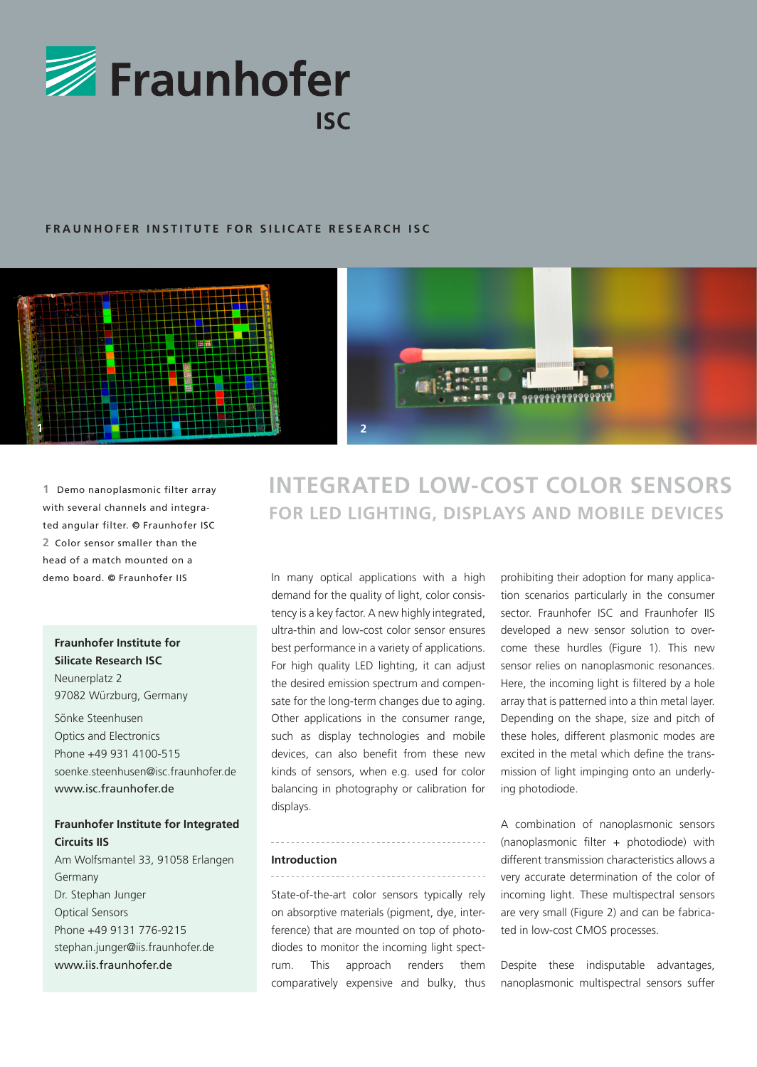# Fraunhofer ISC

FRAUNHOFER INSTITUTE FOR SILICATE RESEARCH ISC

**1** Demo nanoplasmonic filter array with several channels and integrated angular filter. © Fraunhofer ISC
**2** Color sensor smaller than the head of a match mounted on a demo board. © Fraunhofer IIS

**Fraunhofer Institute for Silicate Research ISC**
Neunerplatz 2
97082 Würzburg, Germany

Sönke Steenhusen
Optics and Electronics
Phone +49 931 4100-515
soenke.steenhusen@isc.fraunhofer.de
www.isc.fraunhofer.de

**Fraunhofer Institute for Integrated Circuits IIS**
Am Wolfsmantel 33, 91058 Erlangen
Germany
Dr. Stephan Junger
Optical Sensors
Phone +49 9131 776-9215
stephan.junger@iis.fraunhofer.de
www.iis.fraunhofer.de

# INTEGRATED LOW-COST COLOR SENSORS

## FOR LED LIGHTING, DISPLAYS AND MOBILE DEVICES

In many optical applications with a high demand for the quality of light, color consistency is a key factor. A new highly integrated, ultra-thin and low-cost color sensor ensures best performance in a variety of applications. For high quality LED lighting, it can adjust the desired emission spectrum and compensate for the long-term changes due to aging. Other applications in the consumer range, such as display technologies and mobile devices, can also benefit from these new kinds of sensors, when e.g. used for color balancing in photography or calibration for displays.

### Introduction

State-of-the-art color sensors typically rely on absorptive materials (pigment, dye, interference) that are mounted on top of photodiodes to monitor the incoming light spectrum. This approach renders them comparatively expensive and bulky, thus prohibiting their adoption for many application scenarios particularly in the consumer sector. Fraunhofer ISC and Fraunhofer IIS developed a new sensor solution to overcome these hurdles (Figure 1). This new sensor relies on nanoplasmonic resonances. Here, the incoming light is filtered by a hole array that is patterned into a thin metal layer. Depending on the shape, size and pitch of these holes, different plasmonic modes are excited in the metal which define the transmission of light impinging onto an underlying photodiode.

A combination of nanoplasmonic sensors (nanoplasmonic filter + photodiode) with different transmission characteristics allows a very accurate determination of the color of incoming light. These multispectral sensors are very small (Figure 2) and can be fabricated in low-cost CMOS processes.

Despite these indisputable advantages, nanoplasmonic multispectral sensors suffer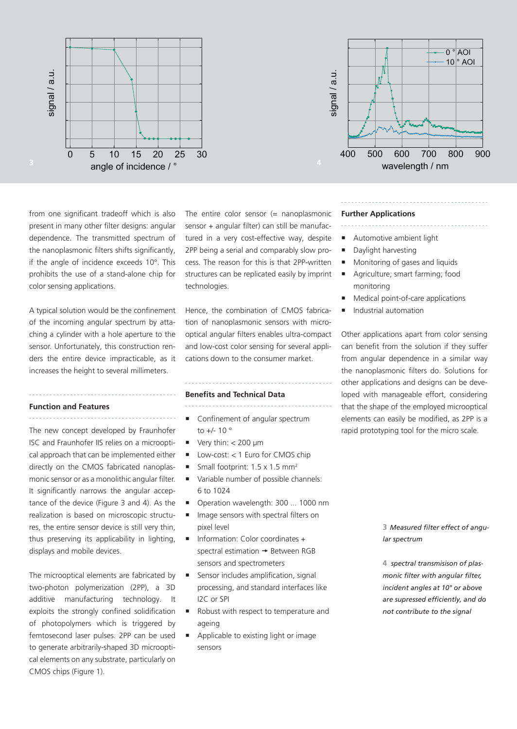signal / a.u.

0 5 10 15 20 25 30

angle of incidence / °

3

signal / a.u.

0 ° AOI
10 ° AOI

400 500 600 700 800 900

wavelength / nm

4

from one significant tradeoff which is also present in many other filter designs: angular dependence. The transmitted spectrum of the nanoplasmonic filters shifts significantly, if the angle of incidence exceeds 10°. This prohibits the use of a stand-alone chip for color sensing applications.

A typical solution would be the confinement of the incoming angular spectrum by attaching a cylinder with a hole aperture to the sensor. Unfortunately, this construction renders the entire device impracticable, as it increases the height to several millimeters.

## Function and Features

The new concept developed by Fraunhofer ISC and Fraunhofer IIS relies on a microoptical approach that can be implemented either directly on the CMOS fabricated nanoplasmonic sensor or as a monolithic angular filter. It significantly narrows the angular acceptance of the device (Figure 3 and 4). As the realization is based on microscopic structures, the entire sensor device is still very thin, thus preserving its applicability in lighting, displays and mobile devices.

The microoptical elements are fabricated by two-photon polymerization (2PP), a 3D additive manufacturing technology. It exploits the strongly confined solidification of photopolymers which is triggered by femtosecond laser pulses. 2PP can be used to generate arbitrarily-shaped 3D microoptical elements on any substrate, particularly on CMOS chips (Figure 1).

The entire color sensor (= nanoplasmonic sensor + angular filter) can still be manufactured in a very cost-effective way, despite 2PP being a serial and comparably slow process. The reason for this is that 2PP-written structures can be replicated easily by imprint technologies.

Hence, the combination of CMOS fabrication of nanoplasmonic sensors with microoptical angular filters enables ultra-compact and low-cost color sensing for several applications down to the consumer market.

## Benefits and Technical Data

- Confinement of angular spectrum to +/- 10 °
- Very thin: < 200 µm
- Low-cost: < 1 Euro for CMOS chip
- Small footprint: 1.5 x 1.5 mm$^2$
- Variable number of possible channels: 6 to 1024
- Operation wavelength: 300 ... 1000 nm
- Image sensors with spectral filters on pixel level
- Information: Color coordinates + spectral estimation → Between RGB sensors and spectrometers
- Sensor includes amplification, signal processing, and standard interfaces like I2C or SPI
- Robust with respect to temperature and ageing
- Applicable to existing light or image sensors

## Further Applications

- Automotive ambient light
- Daylight harvesting
- Monitoring of gases and liquids
- Agriculture; smart farming; food monitoring
- Medical point-of-care applications
- Industrial automation

Other applications apart from color sensing can benefit from the solution if they suffer from angular dependence in a similar way the nanoplasmonic filters do. Solutions for other applications and designs can be developed with manageable effort, considering that the shape of the employed microoptical elements can easily be modified, as 2PP is a rapid prototyping tool for the micro scale.

**3** *Measured filter effect of angular spectrum*

**4** *spectral transmisison of plasmonic filter with angular filter, incident angles at 10° or above are supressed efficiently, and do not contribute to the signal*